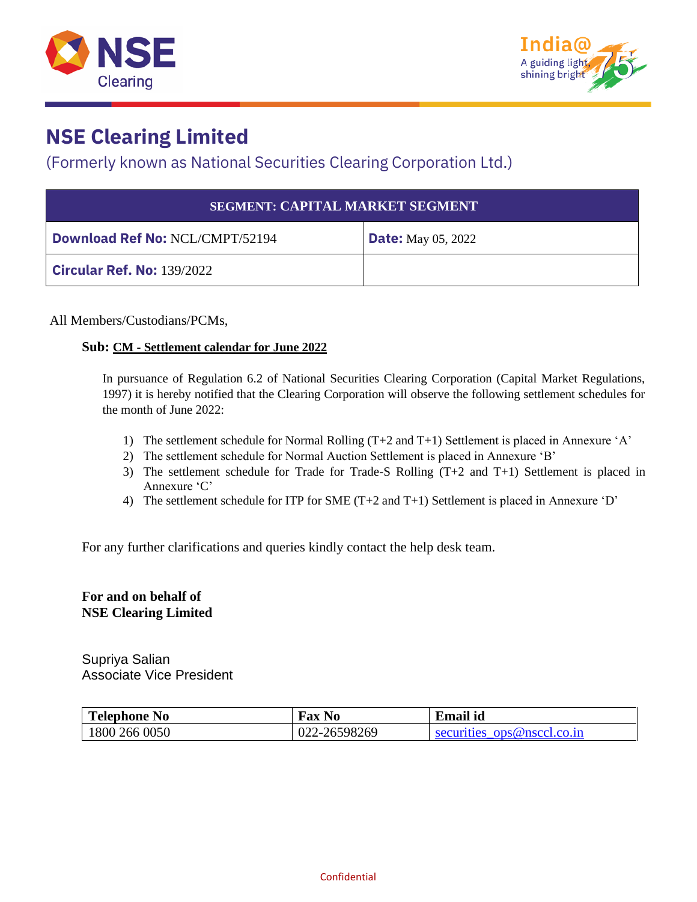# NSE Clearing Limited

(Formerly known as National Securities Clearing Corporation Ltd.)

| SEGMENT: CAPITAL MARKET SEGMENT | |
|---|---|
| **Download Ref No:** NCL/CMPT/52194 | **Date:** May 05, 2022 |
| **Circular Ref. No:** 139/2022 | |

All Members/Custodians/PCMs,

**Sub: CM - Settlement calendar for June 2022**

In pursuance of Regulation 6.2 of National Securities Clearing Corporation (Capital Market Regulations, 1997) it is hereby notified that the Clearing Corporation will observe the following settlement schedules for the month of June 2022:

1) The settlement schedule for Normal Rolling (T+2 and T+1) Settlement is placed in Annexure 'A'
2) The settlement schedule for Normal Auction Settlement is placed in Annexure 'B'
3) The settlement schedule for Trade for Trade-S Rolling (T+2 and T+1) Settlement is placed in Annexure 'C'
4) The settlement schedule for ITP for SME (T+2 and T+1) Settlement is placed in Annexure 'D'

For any further clarifications and queries kindly contact the help desk team.

**For and on behalf of**
**NSE Clearing Limited**

Supriya Salian
Associate Vice President

| Telephone No | Fax No | Email id |
|---|---|---|
| 1800 266 0050 | 022-26598269 | securities_ops@nsccl.co.in |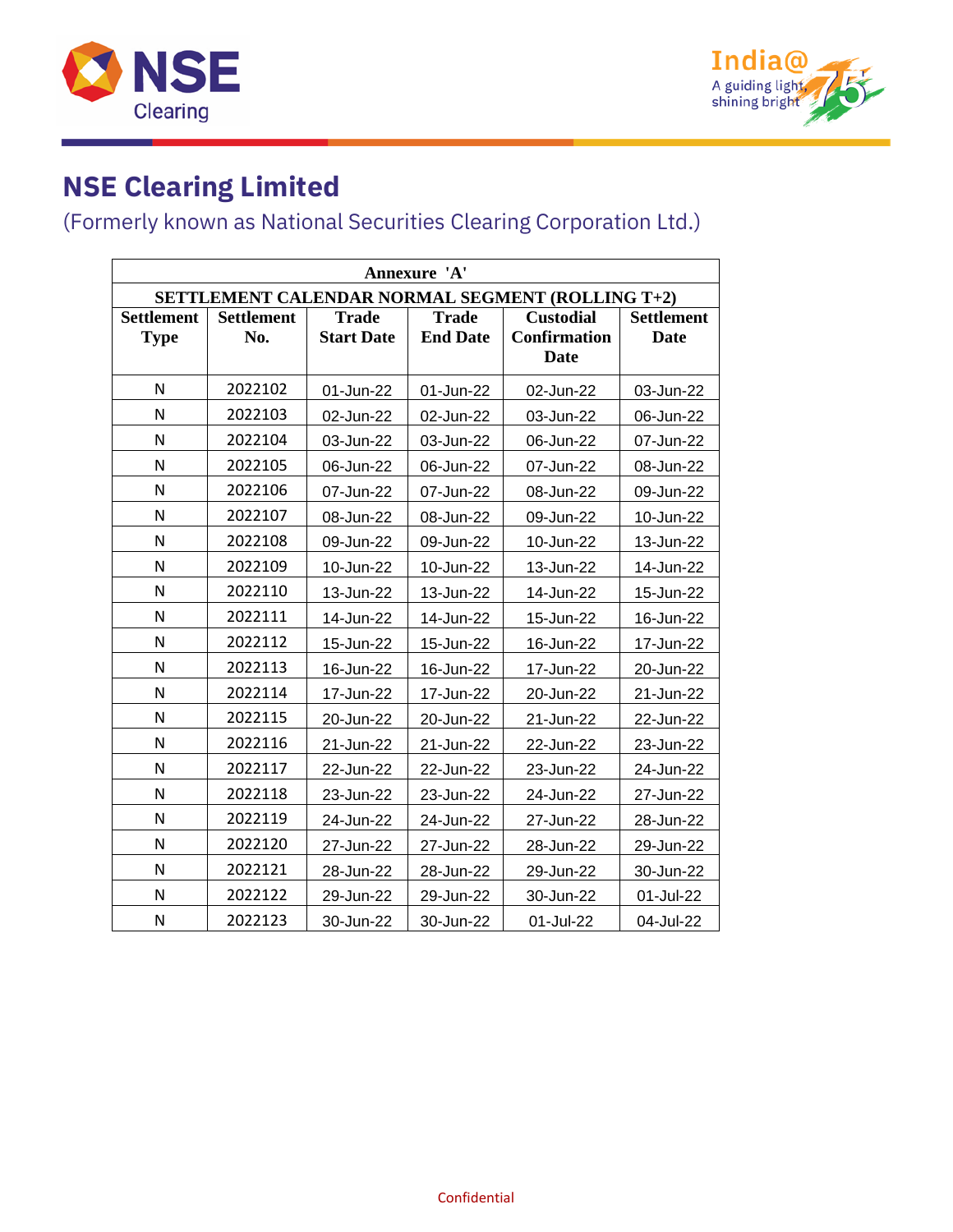# NSE Clearing Limited

(Formerly known as National Securities Clearing Corporation Ltd.)

| Annexure 'A' | | | | | |
|---|---|---|---|---|---|
| **SETTLEMENT CALENDAR NORMAL SEGMENT (ROLLING T+2)** | | | | | |
| **Settlement Type** | **Settlement No.** | **Trade Start Date** | **Trade End Date** | **Custodial Confirmation Date** | **Settlement Date** |
| N | 2022102 | 01-Jun-22 | 01-Jun-22 | 02-Jun-22 | 03-Jun-22 |
| N | 2022103 | 02-Jun-22 | 02-Jun-22 | 03-Jun-22 | 06-Jun-22 |
| N | 2022104 | 03-Jun-22 | 03-Jun-22 | 06-Jun-22 | 07-Jun-22 |
| N | 2022105 | 06-Jun-22 | 06-Jun-22 | 07-Jun-22 | 08-Jun-22 |
| N | 2022106 | 07-Jun-22 | 07-Jun-22 | 08-Jun-22 | 09-Jun-22 |
| N | 2022107 | 08-Jun-22 | 08-Jun-22 | 09-Jun-22 | 10-Jun-22 |
| N | 2022108 | 09-Jun-22 | 09-Jun-22 | 10-Jun-22 | 13-Jun-22 |
| N | 2022109 | 10-Jun-22 | 10-Jun-22 | 13-Jun-22 | 14-Jun-22 |
| N | 2022110 | 13-Jun-22 | 13-Jun-22 | 14-Jun-22 | 15-Jun-22 |
| N | 2022111 | 14-Jun-22 | 14-Jun-22 | 15-Jun-22 | 16-Jun-22 |
| N | 2022112 | 15-Jun-22 | 15-Jun-22 | 16-Jun-22 | 17-Jun-22 |
| N | 2022113 | 16-Jun-22 | 16-Jun-22 | 17-Jun-22 | 20-Jun-22 |
| N | 2022114 | 17-Jun-22 | 17-Jun-22 | 20-Jun-22 | 21-Jun-22 |
| N | 2022115 | 20-Jun-22 | 20-Jun-22 | 21-Jun-22 | 22-Jun-22 |
| N | 2022116 | 21-Jun-22 | 21-Jun-22 | 22-Jun-22 | 23-Jun-22 |
| N | 2022117 | 22-Jun-22 | 22-Jun-22 | 23-Jun-22 | 24-Jun-22 |
| N | 2022118 | 23-Jun-22 | 23-Jun-22 | 24-Jun-22 | 27-Jun-22 |
| N | 2022119 | 24-Jun-22 | 24-Jun-22 | 27-Jun-22 | 28-Jun-22 |
| N | 2022120 | 27-Jun-22 | 27-Jun-22 | 28-Jun-22 | 29-Jun-22 |
| N | 2022121 | 28-Jun-22 | 28-Jun-22 | 29-Jun-22 | 30-Jun-22 |
| N | 2022122 | 29-Jun-22 | 29-Jun-22 | 30-Jun-22 | 01-Jul-22 |
| N | 2022123 | 30-Jun-22 | 30-Jun-22 | 01-Jul-22 | 04-Jul-22 |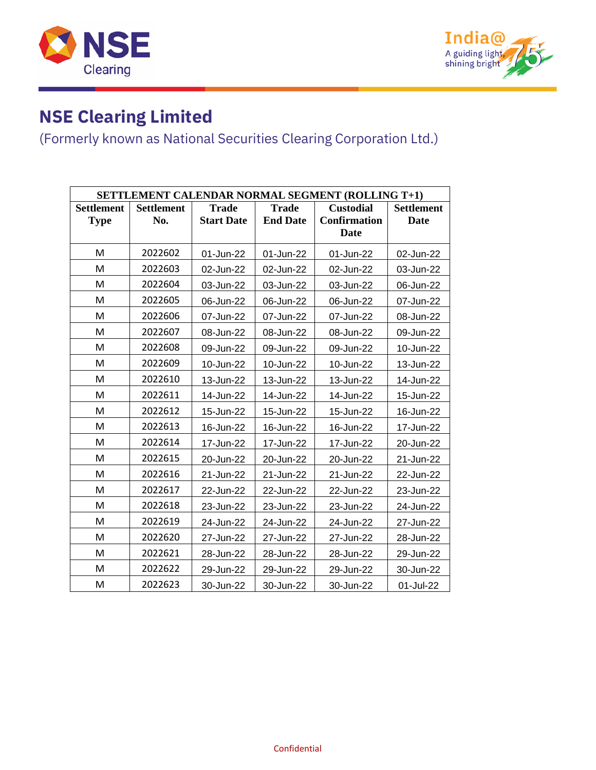# NSE Clearing Limited

(Formerly known as National Securities Clearing Corporation Ltd.)

| SETTLEMENT CALENDAR NORMAL SEGMENT (ROLLING T+1) | | | | | |
|---|---|---|---|---|---|
| **Settlement Type** | **Settlement No.** | **Trade Start Date** | **Trade End Date** | **Custodial Confirmation Date** | **Settlement Date** |
| M | 2022602 | 01-Jun-22 | 01-Jun-22 | 01-Jun-22 | 02-Jun-22 |
| M | 2022603 | 02-Jun-22 | 02-Jun-22 | 02-Jun-22 | 03-Jun-22 |
| M | 2022604 | 03-Jun-22 | 03-Jun-22 | 03-Jun-22 | 06-Jun-22 |
| M | 2022605 | 06-Jun-22 | 06-Jun-22 | 06-Jun-22 | 07-Jun-22 |
| M | 2022606 | 07-Jun-22 | 07-Jun-22 | 07-Jun-22 | 08-Jun-22 |
| M | 2022607 | 08-Jun-22 | 08-Jun-22 | 08-Jun-22 | 09-Jun-22 |
| M | 2022608 | 09-Jun-22 | 09-Jun-22 | 09-Jun-22 | 10-Jun-22 |
| M | 2022609 | 10-Jun-22 | 10-Jun-22 | 10-Jun-22 | 13-Jun-22 |
| M | 2022610 | 13-Jun-22 | 13-Jun-22 | 13-Jun-22 | 14-Jun-22 |
| M | 2022611 | 14-Jun-22 | 14-Jun-22 | 14-Jun-22 | 15-Jun-22 |
| M | 2022612 | 15-Jun-22 | 15-Jun-22 | 15-Jun-22 | 16-Jun-22 |
| M | 2022613 | 16-Jun-22 | 16-Jun-22 | 16-Jun-22 | 17-Jun-22 |
| M | 2022614 | 17-Jun-22 | 17-Jun-22 | 17-Jun-22 | 20-Jun-22 |
| M | 2022615 | 20-Jun-22 | 20-Jun-22 | 20-Jun-22 | 21-Jun-22 |
| M | 2022616 | 21-Jun-22 | 21-Jun-22 | 21-Jun-22 | 22-Jun-22 |
| M | 2022617 | 22-Jun-22 | 22-Jun-22 | 22-Jun-22 | 23-Jun-22 |
| M | 2022618 | 23-Jun-22 | 23-Jun-22 | 23-Jun-22 | 24-Jun-22 |
| M | 2022619 | 24-Jun-22 | 24-Jun-22 | 24-Jun-22 | 27-Jun-22 |
| M | 2022620 | 27-Jun-22 | 27-Jun-22 | 27-Jun-22 | 28-Jun-22 |
| M | 2022621 | 28-Jun-22 | 28-Jun-22 | 28-Jun-22 | 29-Jun-22 |
| M | 2022622 | 29-Jun-22 | 29-Jun-22 | 29-Jun-22 | 30-Jun-22 |
| M | 2022623 | 30-Jun-22 | 30-Jun-22 | 30-Jun-22 | 01-Jul-22 |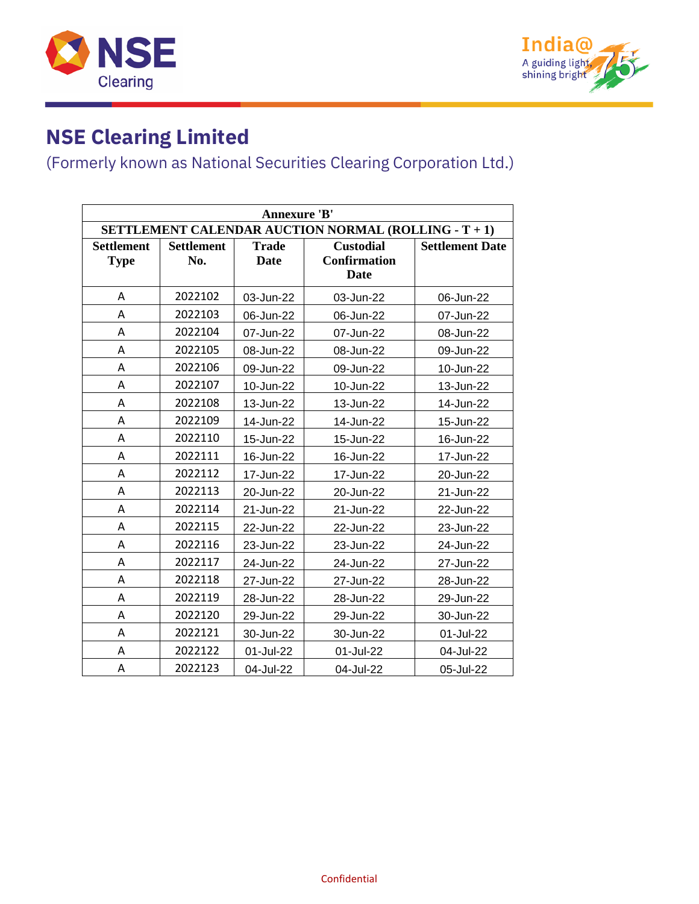# NSE Clearing Limited

(Formerly known as National Securities Clearing Corporation Ltd.)

| Annexure 'B' | | | | |
|---|---|---|---|---|
| **SETTLEMENT CALENDAR AUCTION NORMAL (ROLLING - T + 1)** | | | | |
| **Settlement Type** | **Settlement No.** | **Trade Date** | **Custodial Confirmation Date** | **Settlement Date** |
| A | 2022102 | 03-Jun-22 | 03-Jun-22 | 06-Jun-22 |
| A | 2022103 | 06-Jun-22 | 06-Jun-22 | 07-Jun-22 |
| A | 2022104 | 07-Jun-22 | 07-Jun-22 | 08-Jun-22 |
| A | 2022105 | 08-Jun-22 | 08-Jun-22 | 09-Jun-22 |
| A | 2022106 | 09-Jun-22 | 09-Jun-22 | 10-Jun-22 |
| A | 2022107 | 10-Jun-22 | 10-Jun-22 | 13-Jun-22 |
| A | 2022108 | 13-Jun-22 | 13-Jun-22 | 14-Jun-22 |
| A | 2022109 | 14-Jun-22 | 14-Jun-22 | 15-Jun-22 |
| A | 2022110 | 15-Jun-22 | 15-Jun-22 | 16-Jun-22 |
| A | 2022111 | 16-Jun-22 | 16-Jun-22 | 17-Jun-22 |
| A | 2022112 | 17-Jun-22 | 17-Jun-22 | 20-Jun-22 |
| A | 2022113 | 20-Jun-22 | 20-Jun-22 | 21-Jun-22 |
| A | 2022114 | 21-Jun-22 | 21-Jun-22 | 22-Jun-22 |
| A | 2022115 | 22-Jun-22 | 22-Jun-22 | 23-Jun-22 |
| A | 2022116 | 23-Jun-22 | 23-Jun-22 | 24-Jun-22 |
| A | 2022117 | 24-Jun-22 | 24-Jun-22 | 27-Jun-22 |
| A | 2022118 | 27-Jun-22 | 27-Jun-22 | 28-Jun-22 |
| A | 2022119 | 28-Jun-22 | 28-Jun-22 | 29-Jun-22 |
| A | 2022120 | 29-Jun-22 | 29-Jun-22 | 30-Jun-22 |
| A | 2022121 | 30-Jun-22 | 30-Jun-22 | 01-Jul-22 |
| A | 2022122 | 01-Jul-22 | 01-Jul-22 | 04-Jul-22 |
| A | 2022123 | 04-Jul-22 | 04-Jul-22 | 05-Jul-22 |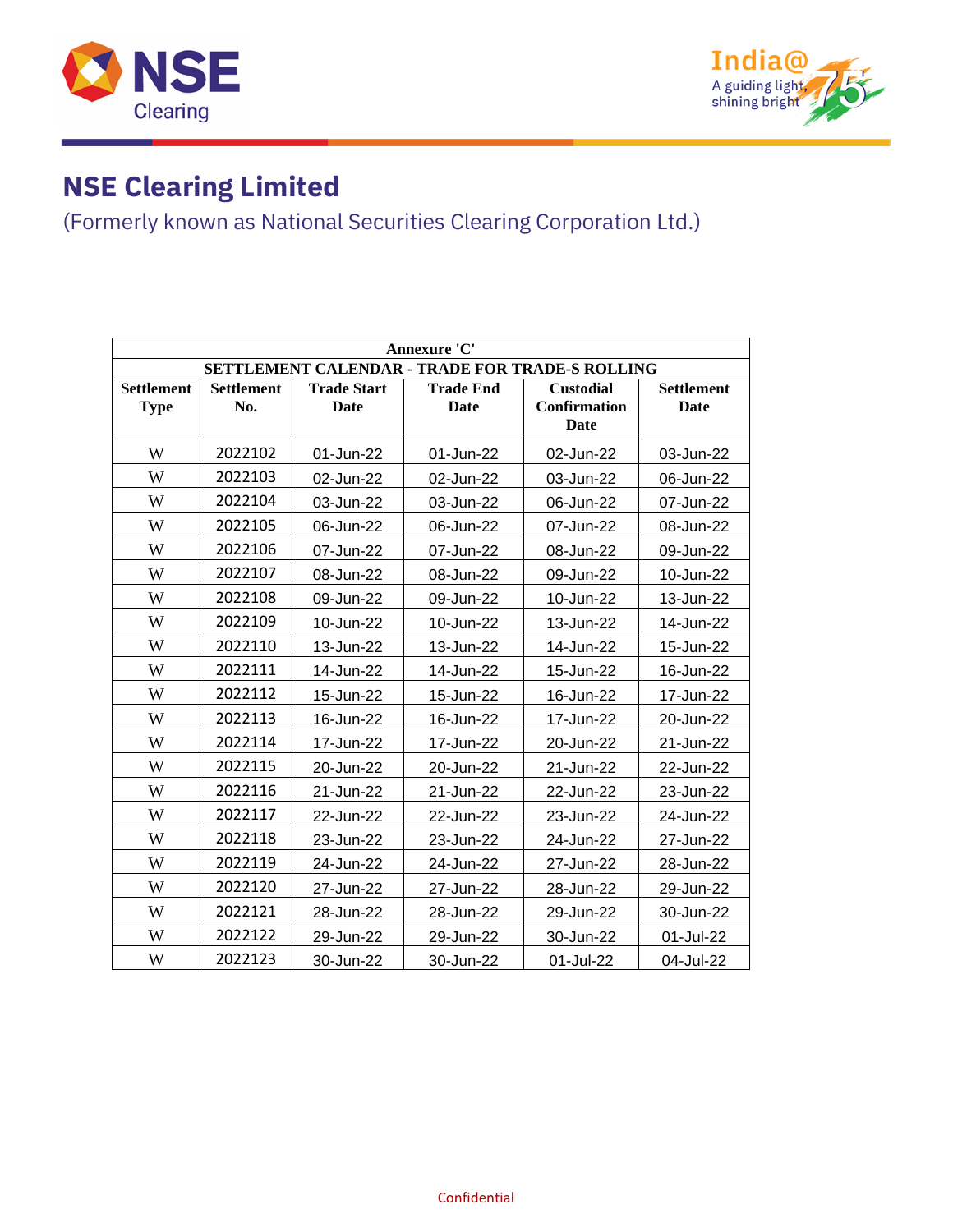# NSE Clearing Limited

(Formerly known as National Securities Clearing Corporation Ltd.)

| Annexure 'C' | | | | | |
|---|---|---|---|---|---|
| **SETTLEMENT CALENDAR - TRADE FOR TRADE-S ROLLING** | | | | | |
| **Settlement Type** | **Settlement No.** | **Trade Start Date** | **Trade End Date** | **Custodial Confirmation Date** | **Settlement Date** |
| W | 2022102 | 01-Jun-22 | 01-Jun-22 | 02-Jun-22 | 03-Jun-22 |
| W | 2022103 | 02-Jun-22 | 02-Jun-22 | 03-Jun-22 | 06-Jun-22 |
| W | 2022104 | 03-Jun-22 | 03-Jun-22 | 06-Jun-22 | 07-Jun-22 |
| W | 2022105 | 06-Jun-22 | 06-Jun-22 | 07-Jun-22 | 08-Jun-22 |
| W | 2022106 | 07-Jun-22 | 07-Jun-22 | 08-Jun-22 | 09-Jun-22 |
| W | 2022107 | 08-Jun-22 | 08-Jun-22 | 09-Jun-22 | 10-Jun-22 |
| W | 2022108 | 09-Jun-22 | 09-Jun-22 | 10-Jun-22 | 13-Jun-22 |
| W | 2022109 | 10-Jun-22 | 10-Jun-22 | 13-Jun-22 | 14-Jun-22 |
| W | 2022110 | 13-Jun-22 | 13-Jun-22 | 14-Jun-22 | 15-Jun-22 |
| W | 2022111 | 14-Jun-22 | 14-Jun-22 | 15-Jun-22 | 16-Jun-22 |
| W | 2022112 | 15-Jun-22 | 15-Jun-22 | 16-Jun-22 | 17-Jun-22 |
| W | 2022113 | 16-Jun-22 | 16-Jun-22 | 17-Jun-22 | 20-Jun-22 |
| W | 2022114 | 17-Jun-22 | 17-Jun-22 | 20-Jun-22 | 21-Jun-22 |
| W | 2022115 | 20-Jun-22 | 20-Jun-22 | 21-Jun-22 | 22-Jun-22 |
| W | 2022116 | 21-Jun-22 | 21-Jun-22 | 22-Jun-22 | 23-Jun-22 |
| W | 2022117 | 22-Jun-22 | 22-Jun-22 | 23-Jun-22 | 24-Jun-22 |
| W | 2022118 | 23-Jun-22 | 23-Jun-22 | 24-Jun-22 | 27-Jun-22 |
| W | 2022119 | 24-Jun-22 | 24-Jun-22 | 27-Jun-22 | 28-Jun-22 |
| W | 2022120 | 27-Jun-22 | 27-Jun-22 | 28-Jun-22 | 29-Jun-22 |
| W | 2022121 | 28-Jun-22 | 28-Jun-22 | 29-Jun-22 | 30-Jun-22 |
| W | 2022122 | 29-Jun-22 | 29-Jun-22 | 30-Jun-22 | 01-Jul-22 |
| W | 2022123 | 30-Jun-22 | 30-Jun-22 | 01-Jul-22 | 04-Jul-22 |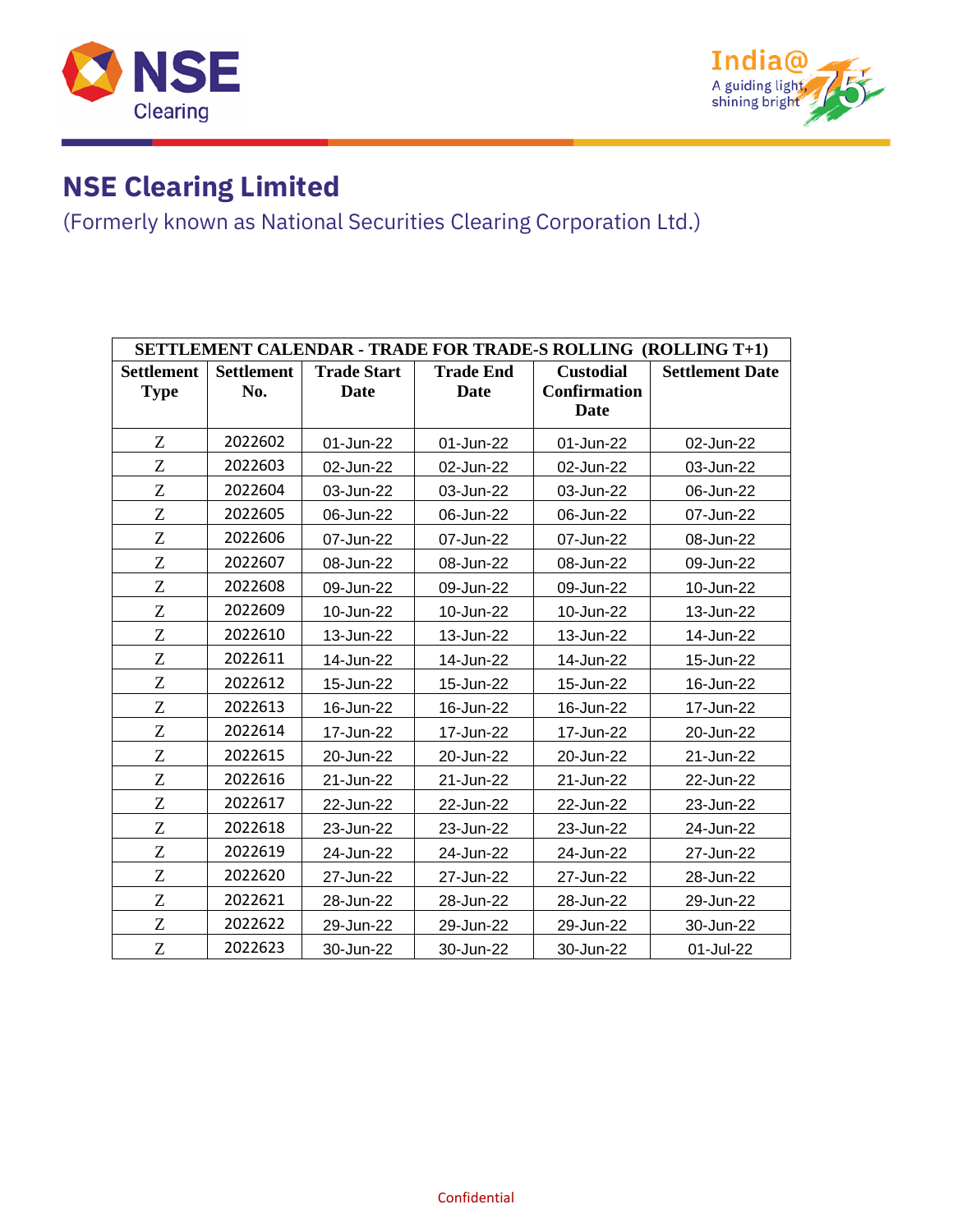# NSE Clearing Limited

(Formerly known as National Securities Clearing Corporation Ltd.)

| SETTLEMENT CALENDAR - TRADE FOR TRADE-S ROLLING (ROLLING T+1) | | | | | |
|---|---|---|---|---|---|
| Settlement Type | Settlement No. | Trade Start Date | Trade End Date | Custodial Confirmation Date | Settlement Date |
| Z | 2022602 | 01-Jun-22 | 01-Jun-22 | 01-Jun-22 | 02-Jun-22 |
| Z | 2022603 | 02-Jun-22 | 02-Jun-22 | 02-Jun-22 | 03-Jun-22 |
| Z | 2022604 | 03-Jun-22 | 03-Jun-22 | 03-Jun-22 | 06-Jun-22 |
| Z | 2022605 | 06-Jun-22 | 06-Jun-22 | 06-Jun-22 | 07-Jun-22 |
| Z | 2022606 | 07-Jun-22 | 07-Jun-22 | 07-Jun-22 | 08-Jun-22 |
| Z | 2022607 | 08-Jun-22 | 08-Jun-22 | 08-Jun-22 | 09-Jun-22 |
| Z | 2022608 | 09-Jun-22 | 09-Jun-22 | 09-Jun-22 | 10-Jun-22 |
| Z | 2022609 | 10-Jun-22 | 10-Jun-22 | 10-Jun-22 | 13-Jun-22 |
| Z | 2022610 | 13-Jun-22 | 13-Jun-22 | 13-Jun-22 | 14-Jun-22 |
| Z | 2022611 | 14-Jun-22 | 14-Jun-22 | 14-Jun-22 | 15-Jun-22 |
| Z | 2022612 | 15-Jun-22 | 15-Jun-22 | 15-Jun-22 | 16-Jun-22 |
| Z | 2022613 | 16-Jun-22 | 16-Jun-22 | 16-Jun-22 | 17-Jun-22 |
| Z | 2022614 | 17-Jun-22 | 17-Jun-22 | 17-Jun-22 | 20-Jun-22 |
| Z | 2022615 | 20-Jun-22 | 20-Jun-22 | 20-Jun-22 | 21-Jun-22 |
| Z | 2022616 | 21-Jun-22 | 21-Jun-22 | 21-Jun-22 | 22-Jun-22 |
| Z | 2022617 | 22-Jun-22 | 22-Jun-22 | 22-Jun-22 | 23-Jun-22 |
| Z | 2022618 | 23-Jun-22 | 23-Jun-22 | 23-Jun-22 | 24-Jun-22 |
| Z | 2022619 | 24-Jun-22 | 24-Jun-22 | 24-Jun-22 | 27-Jun-22 |
| Z | 2022620 | 27-Jun-22 | 27-Jun-22 | 27-Jun-22 | 28-Jun-22 |
| Z | 2022621 | 28-Jun-22 | 28-Jun-22 | 28-Jun-22 | 29-Jun-22 |
| Z | 2022622 | 29-Jun-22 | 29-Jun-22 | 29-Jun-22 | 30-Jun-22 |
| Z | 2022623 | 30-Jun-22 | 30-Jun-22 | 30-Jun-22 | 01-Jul-22 |

Confidential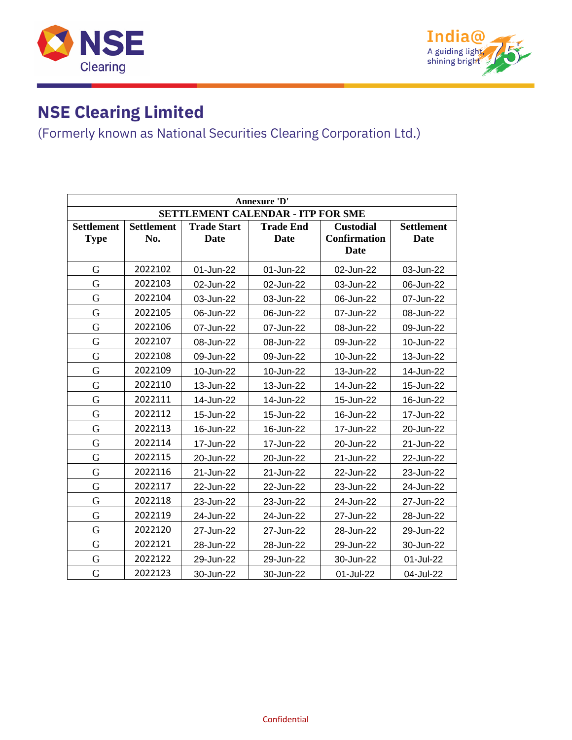# NSE Clearing Limited

(Formerly known as National Securities Clearing Corporation Ltd.)

| Annexure 'D' | | | | | |
|---|---|---|---|---|---|
| **SETTLEMENT CALENDAR - ITP FOR SME** | | | | | |
| **Settlement Type** | **Settlement No.** | **Trade Start Date** | **Trade End Date** | **Custodial Confirmation Date** | **Settlement Date** |
| G | 2022102 | 01-Jun-22 | 01-Jun-22 | 02-Jun-22 | 03-Jun-22 |
| G | 2022103 | 02-Jun-22 | 02-Jun-22 | 03-Jun-22 | 06-Jun-22 |
| G | 2022104 | 03-Jun-22 | 03-Jun-22 | 06-Jun-22 | 07-Jun-22 |
| G | 2022105 | 06-Jun-22 | 06-Jun-22 | 07-Jun-22 | 08-Jun-22 |
| G | 2022106 | 07-Jun-22 | 07-Jun-22 | 08-Jun-22 | 09-Jun-22 |
| G | 2022107 | 08-Jun-22 | 08-Jun-22 | 09-Jun-22 | 10-Jun-22 |
| G | 2022108 | 09-Jun-22 | 09-Jun-22 | 10-Jun-22 | 13-Jun-22 |
| G | 2022109 | 10-Jun-22 | 10-Jun-22 | 13-Jun-22 | 14-Jun-22 |
| G | 2022110 | 13-Jun-22 | 13-Jun-22 | 14-Jun-22 | 15-Jun-22 |
| G | 2022111 | 14-Jun-22 | 14-Jun-22 | 15-Jun-22 | 16-Jun-22 |
| G | 2022112 | 15-Jun-22 | 15-Jun-22 | 16-Jun-22 | 17-Jun-22 |
| G | 2022113 | 16-Jun-22 | 16-Jun-22 | 17-Jun-22 | 20-Jun-22 |
| G | 2022114 | 17-Jun-22 | 17-Jun-22 | 20-Jun-22 | 21-Jun-22 |
| G | 2022115 | 20-Jun-22 | 20-Jun-22 | 21-Jun-22 | 22-Jun-22 |
| G | 2022116 | 21-Jun-22 | 21-Jun-22 | 22-Jun-22 | 23-Jun-22 |
| G | 2022117 | 22-Jun-22 | 22-Jun-22 | 23-Jun-22 | 24-Jun-22 |
| G | 2022118 | 23-Jun-22 | 23-Jun-22 | 24-Jun-22 | 27-Jun-22 |
| G | 2022119 | 24-Jun-22 | 24-Jun-22 | 27-Jun-22 | 28-Jun-22 |
| G | 2022120 | 27-Jun-22 | 27-Jun-22 | 28-Jun-22 | 29-Jun-22 |
| G | 2022121 | 28-Jun-22 | 28-Jun-22 | 29-Jun-22 | 30-Jun-22 |
| G | 2022122 | 29-Jun-22 | 29-Jun-22 | 30-Jun-22 | 01-Jul-22 |
| G | 2022123 | 30-Jun-22 | 30-Jun-22 | 01-Jul-22 | 04-Jul-22 |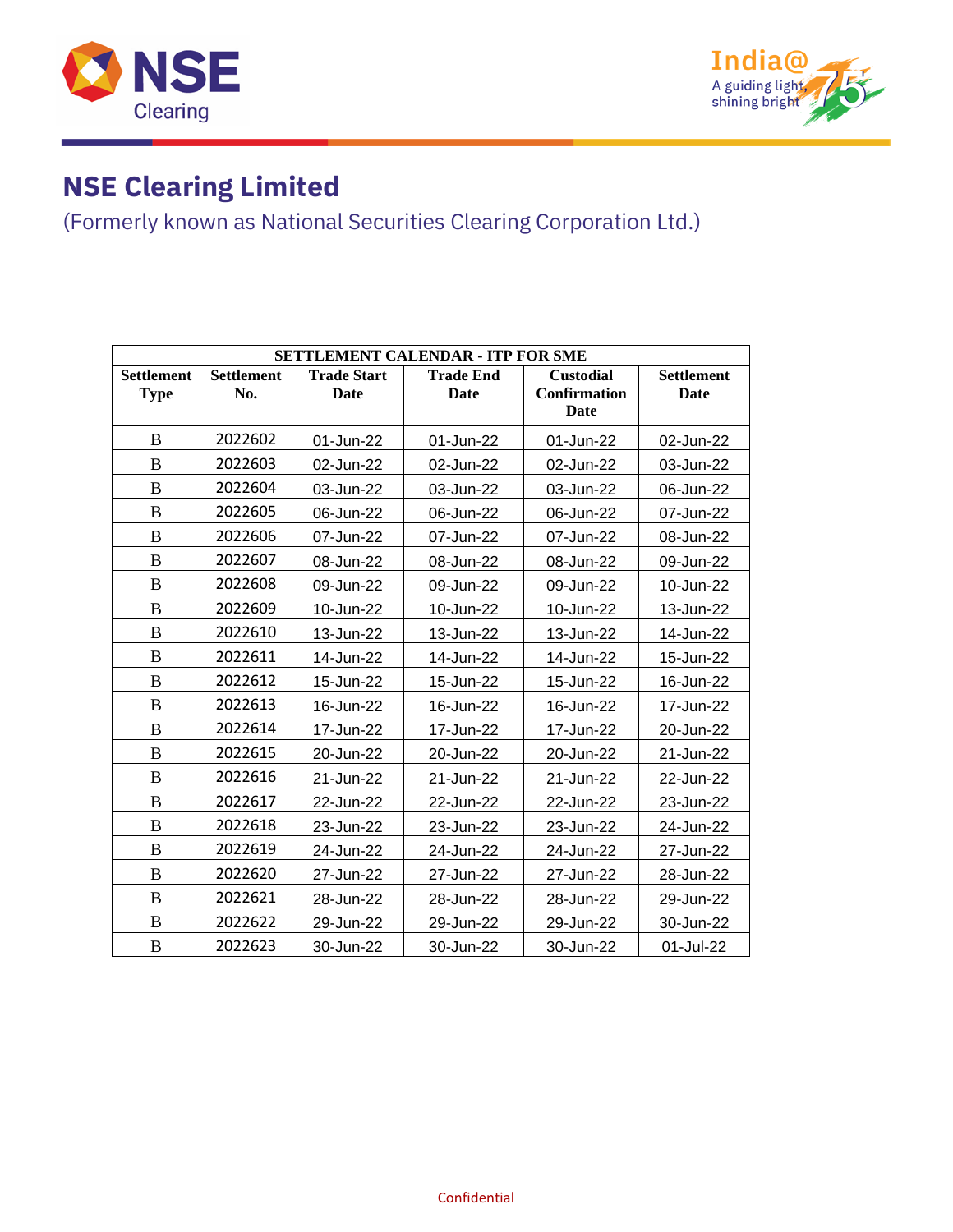# NSE Clearing Limited

(Formerly known as National Securities Clearing Corporation Ltd.)

| SETTLEMENT CALENDAR - ITP FOR SME | | | | | |
|---|---|---|---|---|---|
| Settlement Type | Settlement No. | Trade Start Date | Trade End Date | Custodial Confirmation Date | Settlement Date |
| B | 2022602 | 01-Jun-22 | 01-Jun-22 | 01-Jun-22 | 02-Jun-22 |
| B | 2022603 | 02-Jun-22 | 02-Jun-22 | 02-Jun-22 | 03-Jun-22 |
| B | 2022604 | 03-Jun-22 | 03-Jun-22 | 03-Jun-22 | 06-Jun-22 |
| B | 2022605 | 06-Jun-22 | 06-Jun-22 | 06-Jun-22 | 07-Jun-22 |
| B | 2022606 | 07-Jun-22 | 07-Jun-22 | 07-Jun-22 | 08-Jun-22 |
| B | 2022607 | 08-Jun-22 | 08-Jun-22 | 08-Jun-22 | 09-Jun-22 |
| B | 2022608 | 09-Jun-22 | 09-Jun-22 | 09-Jun-22 | 10-Jun-22 |
| B | 2022609 | 10-Jun-22 | 10-Jun-22 | 10-Jun-22 | 13-Jun-22 |
| B | 2022610 | 13-Jun-22 | 13-Jun-22 | 13-Jun-22 | 14-Jun-22 |
| B | 2022611 | 14-Jun-22 | 14-Jun-22 | 14-Jun-22 | 15-Jun-22 |
| B | 2022612 | 15-Jun-22 | 15-Jun-22 | 15-Jun-22 | 16-Jun-22 |
| B | 2022613 | 16-Jun-22 | 16-Jun-22 | 16-Jun-22 | 17-Jun-22 |
| B | 2022614 | 17-Jun-22 | 17-Jun-22 | 17-Jun-22 | 20-Jun-22 |
| B | 2022615 | 20-Jun-22 | 20-Jun-22 | 20-Jun-22 | 21-Jun-22 |
| B | 2022616 | 21-Jun-22 | 21-Jun-22 | 21-Jun-22 | 22-Jun-22 |
| B | 2022617 | 22-Jun-22 | 22-Jun-22 | 22-Jun-22 | 23-Jun-22 |
| B | 2022618 | 23-Jun-22 | 23-Jun-22 | 23-Jun-22 | 24-Jun-22 |
| B | 2022619 | 24-Jun-22 | 24-Jun-22 | 24-Jun-22 | 27-Jun-22 |
| B | 2022620 | 27-Jun-22 | 27-Jun-22 | 27-Jun-22 | 28-Jun-22 |
| B | 2022621 | 28-Jun-22 | 28-Jun-22 | 28-Jun-22 | 29-Jun-22 |
| B | 2022622 | 29-Jun-22 | 29-Jun-22 | 29-Jun-22 | 30-Jun-22 |
| B | 2022623 | 30-Jun-22 | 30-Jun-22 | 30-Jun-22 | 01-Jul-22 |